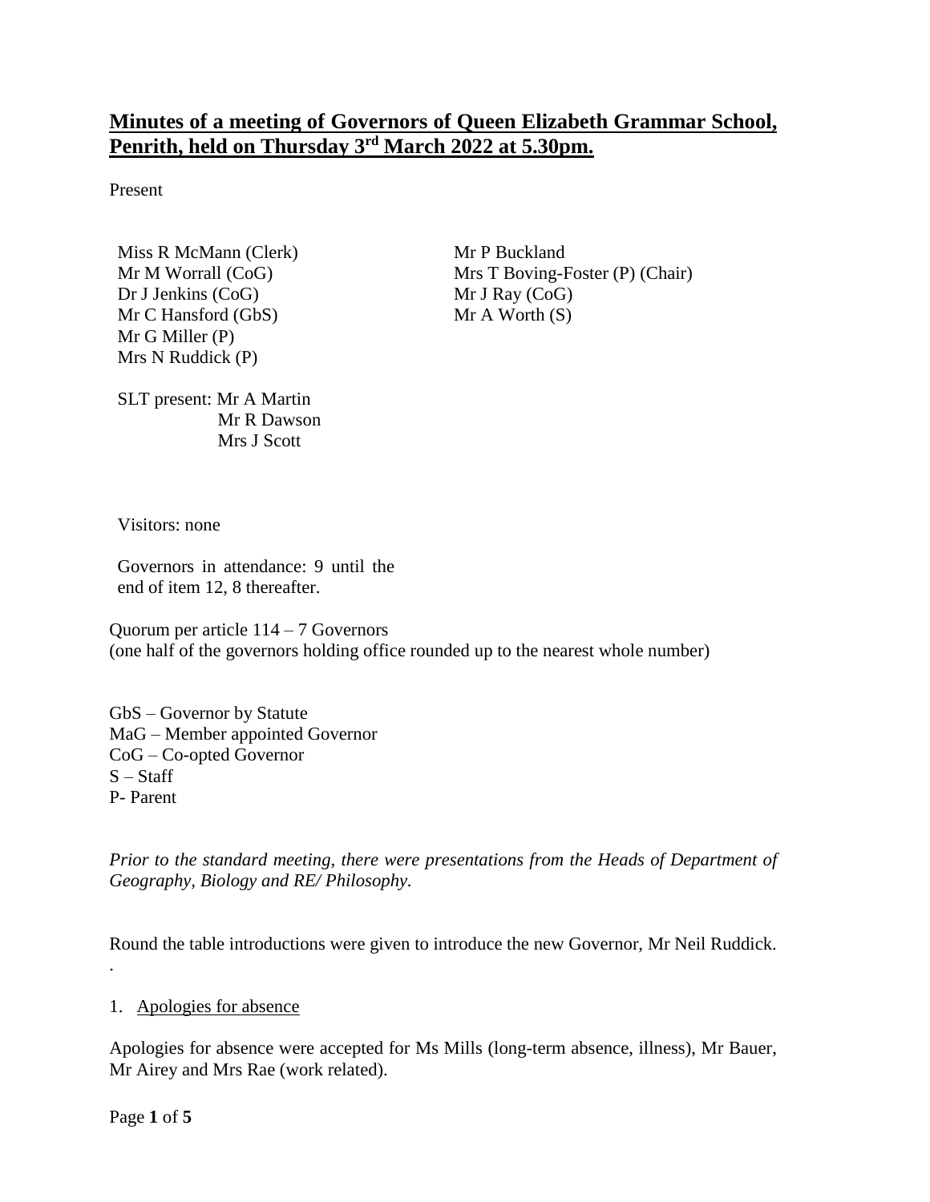# **Minutes of a meeting of Governors of Queen Elizabeth Grammar School, Penrith, held on Thursday 3rd March 2022 at 5.30pm.**

Present

Miss R McMann (Clerk)
Mr M Worrall (CoG)
Dr J Jenkins (CoG)
Mr C Hansford (GbS)
Mr G Miller (P)
Mrs N Ruddick (P)
Mr P Buckland
Mrs T Boving-Foster (P) (Chair)
Mr J Ray (CoG)
Mr A Worth (S)

SLT present: Mr A Martin
Mr R Dawson
Mrs J Scott

Visitors: none

Governors in attendance: 9 until the end of item 12, 8 thereafter.

Quorum per article 114 – 7 Governors
(one half of the governors holding office rounded up to the nearest whole number)

GbS – Governor by Statute
MaG – Member appointed Governor
CoG – Co-opted Governor
S – Staff
P- Parent

*Prior to the standard meeting, there were presentations from the Heads of Department of Geography, Biology and RE/ Philosophy.*

Round the table introductions were given to introduce the new Governor, Mr Neil Ruddick.
.

1. Apologies for absence

Apologies for absence were accepted for Ms Mills (long-term absence, illness), Mr Bauer, Mr Airey and Mrs Rae (work related).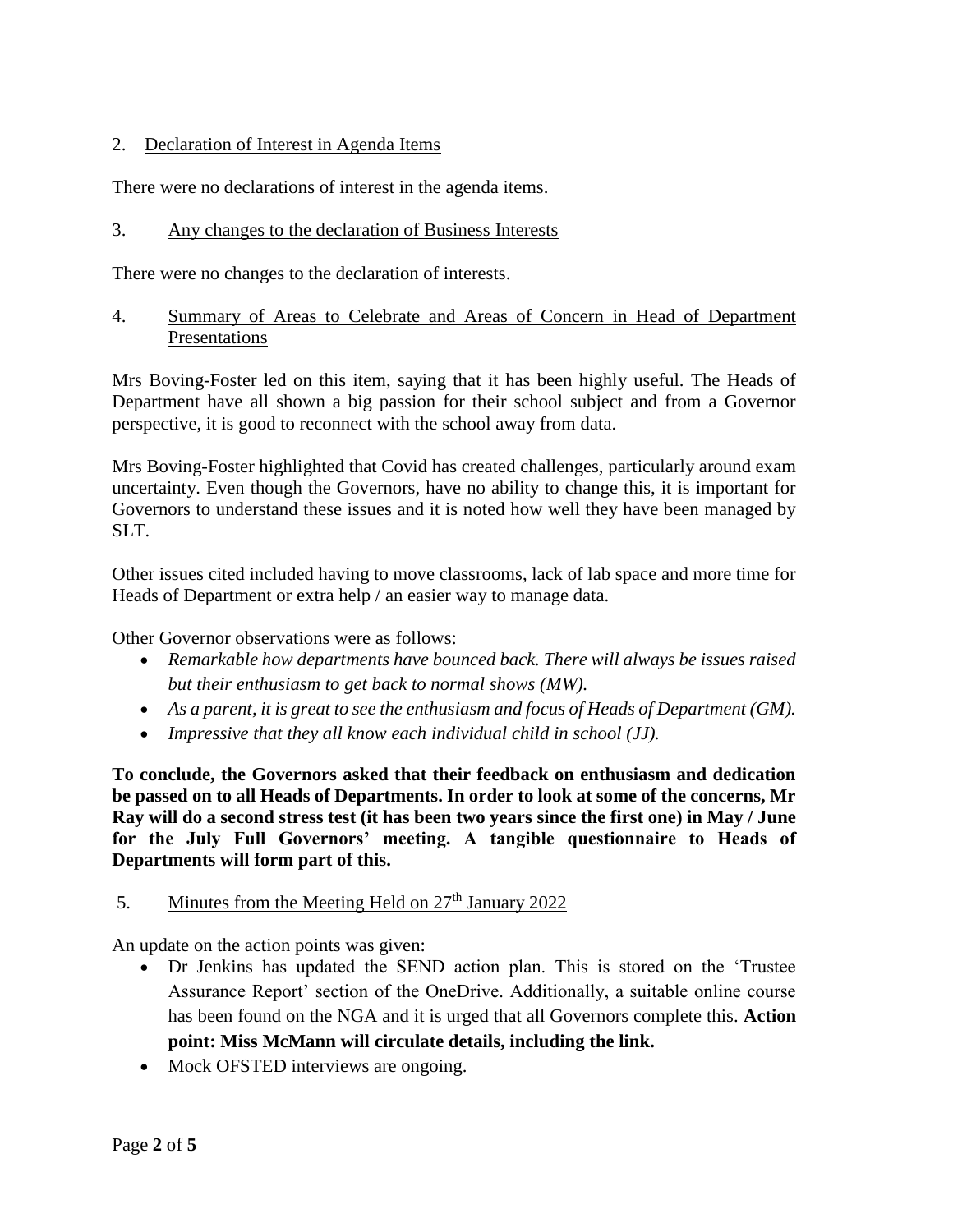## 2. Declaration of Interest in Agenda Items

There were no declarations of interest in the agenda items.

## 3. Any changes to the declaration of Business Interests

There were no changes to the declaration of interests.

## 4. Summary of Areas to Celebrate and Areas of Concern in Head of Department Presentations

Mrs Boving-Foster led on this item, saying that it has been highly useful. The Heads of Department have all shown a big passion for their school subject and from a Governor perspective, it is good to reconnect with the school away from data.

Mrs Boving-Foster highlighted that Covid has created challenges, particularly around exam uncertainty. Even though the Governors, have no ability to change this, it is important for Governors to understand these issues and it is noted how well they have been managed by SLT.

Other issues cited included having to move classrooms, lack of lab space and more time for Heads of Department or extra help / an easier way to manage data.

Other Governor observations were as follows:

- *Remarkable how departments have bounced back. There will always be issues raised but their enthusiasm to get back to normal shows (MW).*
- *As a parent, it is great to see the enthusiasm and focus of Heads of Department (GM).*
- *Impressive that they all know each individual child in school (JJ).*

**To conclude, the Governors asked that their feedback on enthusiasm and dedication be passed on to all Heads of Departments. In order to look at some of the concerns, Mr Ray will do a second stress test (it has been two years since the first one) in May / June for the July Full Governors' meeting. A tangible questionnaire to Heads of Departments will form part of this.**

## 5. Minutes from the Meeting Held on 27th January 2022

An update on the action points was given:

- Dr Jenkins has updated the SEND action plan. This is stored on the 'Trustee Assurance Report' section of the OneDrive. Additionally, a suitable online course has been found on the NGA and it is urged that all Governors complete this. **Action point: Miss McMann will circulate details, including the link.**
- Mock OFSTED interviews are ongoing.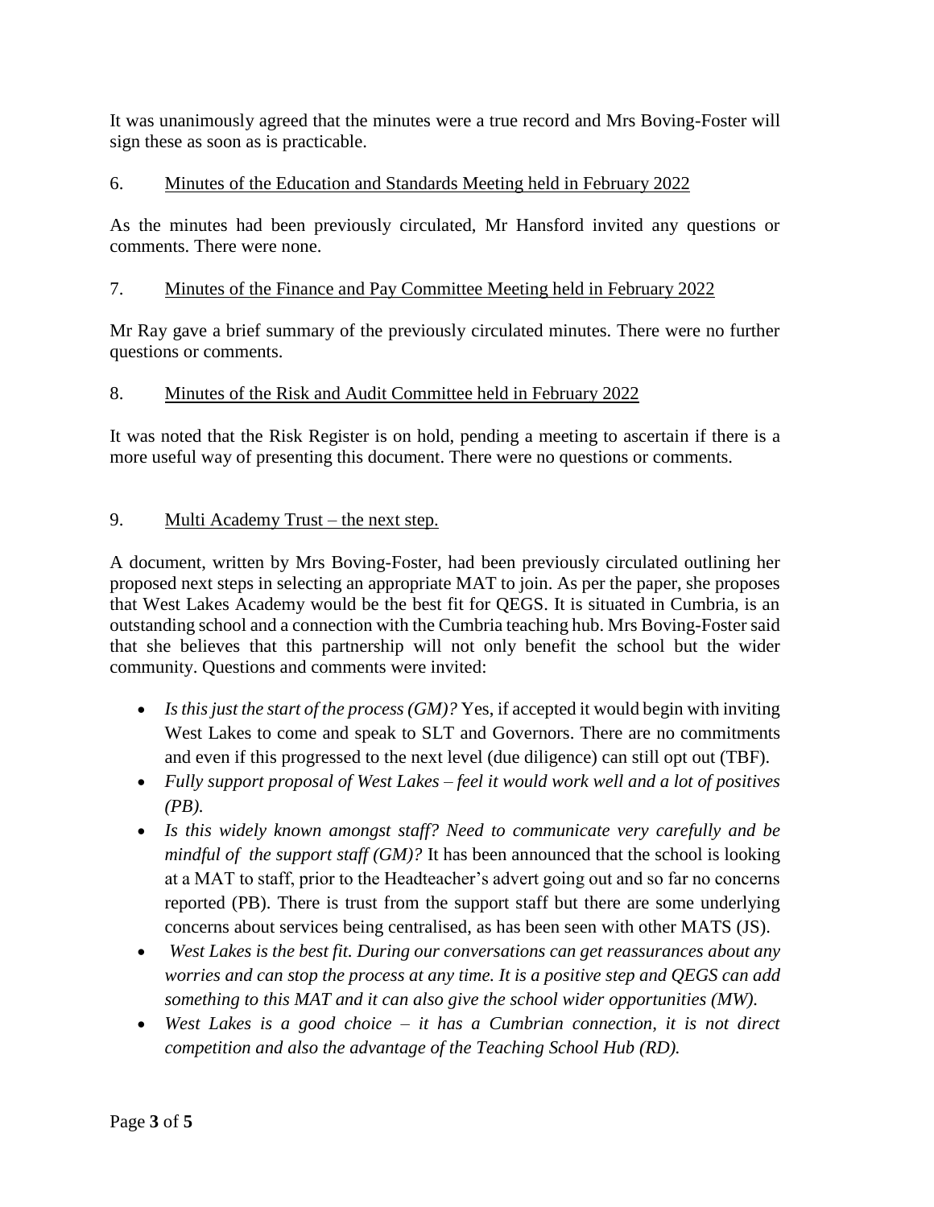It was unanimously agreed that the minutes were a true record and Mrs Boving-Foster will sign these as soon as is practicable.

6. <u>Minutes of the Education and Standards Meeting held in February 2022</u>

As the minutes had been previously circulated, Mr Hansford invited any questions or comments. There were none.

7. <u>Minutes of the Finance and Pay Committee Meeting held in February 2022</u>

Mr Ray gave a brief summary of the previously circulated minutes. There were no further questions or comments.

8. <u>Minutes of the Risk and Audit Committee held in February 2022</u>

It was noted that the Risk Register is on hold, pending a meeting to ascertain if there is a more useful way of presenting this document. There were no questions or comments.

9. <u>Multi Academy Trust – the next step.</u>

A document, written by Mrs Boving-Foster, had been previously circulated outlining her proposed next steps in selecting an appropriate MAT to join. As per the paper, she proposes that West Lakes Academy would be the best fit for QEGS. It is situated in Cumbria, is an outstanding school and a connection with the Cumbria teaching hub. Mrs Boving-Foster said that she believes that this partnership will not only benefit the school but the wider community. Questions and comments were invited:

- *Is this just the start of the process (GM)?* Yes, if accepted it would begin with inviting West Lakes to come and speak to SLT and Governors. There are no commitments and even if this progressed to the next level (due diligence) can still opt out (TBF).
- *Fully support proposal of West Lakes – feel it would work well and a lot of positives (PB).*
- *Is this widely known amongst staff? Need to communicate very carefully and be mindful of the support staff (GM)?* It has been announced that the school is looking at a MAT to staff, prior to the Headteacher's advert going out and so far no concerns reported (PB). There is trust from the support staff but there are some underlying concerns about services being centralised, as has been seen with other MATS (JS).
- *West Lakes is the best fit. During our conversations can get reassurances about any worries and can stop the process at any time. It is a positive step and QEGS can add something to this MAT and it can also give the school wider opportunities (MW).*
- *West Lakes is a good choice – it has a Cumbrian connection, it is not direct competition and also the advantage of the Teaching School Hub (RD).*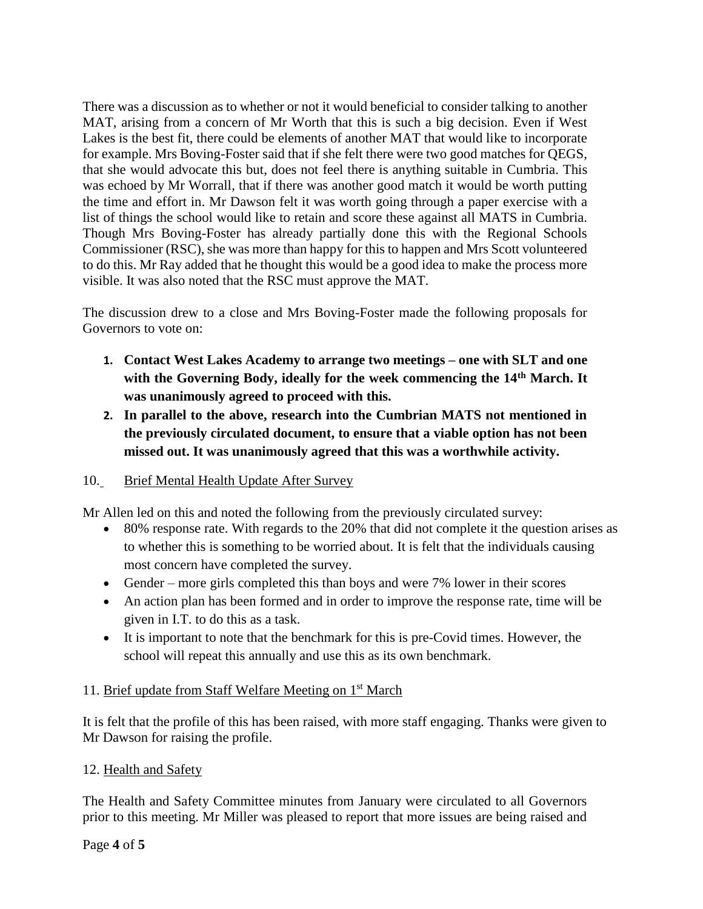There was a discussion as to whether or not it would beneficial to consider talking to another MAT, arising from a concern of Mr Worth that this is such a big decision. Even if West Lakes is the best fit, there could be elements of another MAT that would like to incorporate for example. Mrs Boving-Foster said that if she felt there were two good matches for QEGS, that she would advocate this but, does not feel there is anything suitable in Cumbria. This was echoed by Mr Worrall, that if there was another good match it would be worth putting the time and effort in. Mr Dawson felt it was worth going through a paper exercise with a list of things the school would like to retain and score these against all MATS in Cumbria. Though Mrs Boving-Foster has already partially done this with the Regional Schools Commissioner (RSC), she was more than happy for this to happen and Mrs Scott volunteered to do this. Mr Ray added that he thought this would be a good idea to make the process more visible. It was also noted that the RSC must approve the MAT.

The discussion drew to a close and Mrs Boving-Foster made the following proposals for Governors to vote on:

1. **Contact West Lakes Academy to arrange two meetings – one with SLT and one with the Governing Body, ideally for the week commencing the 14th March. It was unanimously agreed to proceed with this.**
2. **In parallel to the above, research into the Cumbrian MATS not mentioned in the previously circulated document, to ensure that a viable option has not been missed out. It was unanimously agreed that this was a worthwhile activity.**

10. Brief Mental Health Update After Survey

Mr Allen led on this and noted the following from the previously circulated survey:

- 80% response rate. With regards to the 20% that did not complete it the question arises as to whether this is something to be worried about. It is felt that the individuals causing most concern have completed the survey.
- Gender – more girls completed this than boys and were 7% lower in their scores
- An action plan has been formed and in order to improve the response rate, time will be given in I.T. to do this as a task.
- It is important to note that the benchmark for this is pre-Covid times. However, the school will repeat this annually and use this as its own benchmark.

11. Brief update from Staff Welfare Meeting on 1st March

It is felt that the profile of this has been raised, with more staff engaging. Thanks were given to Mr Dawson for raising the profile.

12. Health and Safety

The Health and Safety Committee minutes from January were circulated to all Governors prior to this meeting. Mr Miller was pleased to report that more issues are being raised and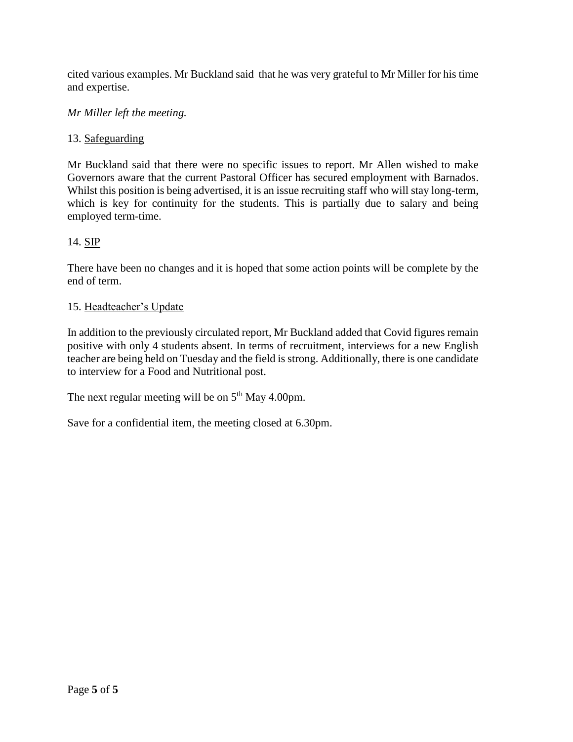cited various examples. Mr Buckland said that he was very grateful to Mr Miller for his time and expertise.

*Mr Miller left the meeting.*

13. <u>Safeguarding</u>

Mr Buckland said that there were no specific issues to report. Mr Allen wished to make Governors aware that the current Pastoral Officer has secured employment with Barnados. Whilst this position is being advertised, it is an issue recruiting staff who will stay long-term, which is key for continuity for the students. This is partially due to salary and being employed term-time.

14. <u>SIP</u>

There have been no changes and it is hoped that some action points will be complete by the end of term.

15. <u>Headteacher's Update</u>

In addition to the previously circulated report, Mr Buckland added that Covid figures remain positive with only 4 students absent. In terms of recruitment, interviews for a new English teacher are being held on Tuesday and the field is strong. Additionally, there is one candidate to interview for a Food and Nutritional post.

The next regular meeting will be on 5th May 4.00pm.

Save for a confidential item, the meeting closed at 6.30pm.